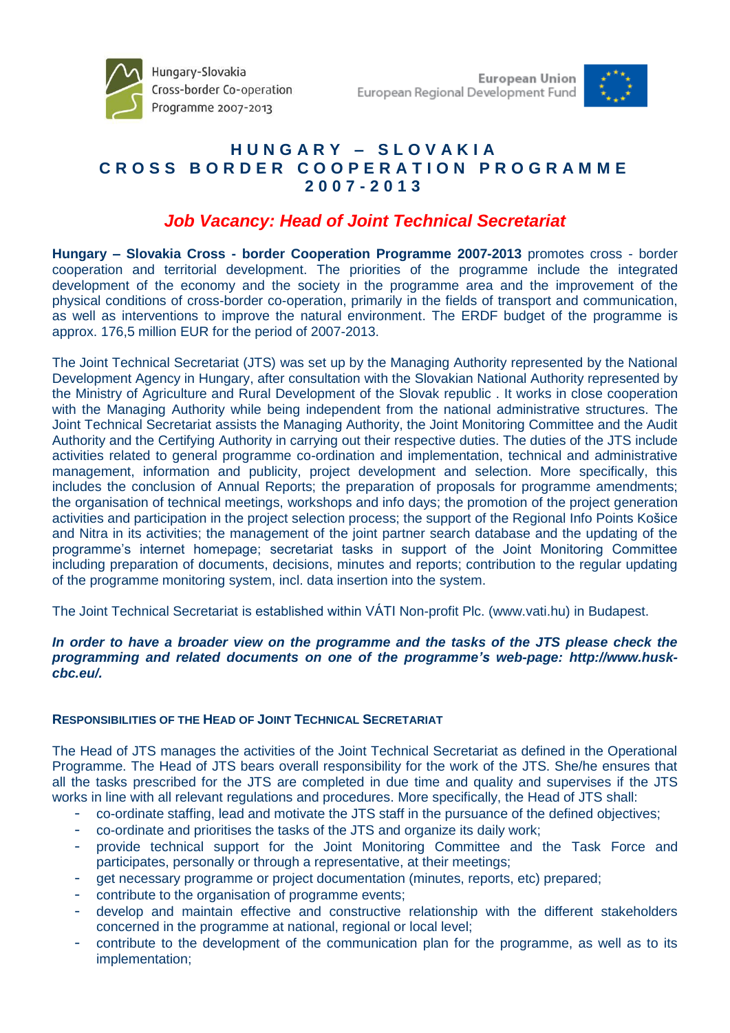Hungary-Slovakia
Cross-border Co-operation
Programme 2007-2013

European Union
European Regional Development Fund

# HUNGARY – SLOVAKIA CROSS BORDER COOPERATION PROGRAMME 2007-2013

## *Job Vacancy: Head of Joint Technical Secretariat*

**Hungary – Slovakia Cross - border Cooperation Programme 2007-2013** promotes cross - border cooperation and territorial development. The priorities of the programme include the integrated development of the economy and the society in the programme area and the improvement of the physical conditions of cross-border co-operation, primarily in the fields of transport and communication, as well as interventions to improve the natural environment. The ERDF budget of the programme is approx. 176,5 million EUR for the period of 2007-2013.

The Joint Technical Secretariat (JTS) was set up by the Managing Authority represented by the National Development Agency in Hungary, after consultation with the Slovakian National Authority represented by the Ministry of Agriculture and Rural Development of the Slovak republic . It works in close cooperation with the Managing Authority while being independent from the national administrative structures. The Joint Technical Secretariat assists the Managing Authority, the Joint Monitoring Committee and the Audit Authority and the Certifying Authority in carrying out their respective duties. The duties of the JTS include activities related to general programme co-ordination and implementation, technical and administrative management, information and publicity, project development and selection. More specifically, this includes the conclusion of Annual Reports; the preparation of proposals for programme amendments; the organisation of technical meetings, workshops and info days; the promotion of the project generation activities and participation in the project selection process; the support of the Regional Info Points Košice and Nitra in its activities; the management of the joint partner search database and the updating of the programme's internet homepage; secretariat tasks in support of the Joint Monitoring Committee including preparation of documents, decisions, minutes and reports; contribution to the regular updating of the programme monitoring system, incl. data insertion into the system.

The Joint Technical Secretariat is established within VÁTI Non-profit Plc. (www.vati.hu) in Budapest.

***In order to have a broader view on the programme and the tasks of the JTS please check the programming and related documents on one of the programme's web-page: http://www.husk-cbc.eu/.***

### RESPONSIBILITIES OF THE HEAD OF JOINT TECHNICAL SECRETARIAT

The Head of JTS manages the activities of the Joint Technical Secretariat as defined in the Operational Programme. The Head of JTS bears overall responsibility for the work of the JTS. She/he ensures that all the tasks prescribed for the JTS are completed in due time and quality and supervises if the JTS works in line with all relevant regulations and procedures. More specifically, the Head of JTS shall:

- co-ordinate staffing, lead and motivate the JTS staff in the pursuance of the defined objectives;
- co-ordinate and prioritises the tasks of the JTS and organize its daily work;
- provide technical support for the Joint Monitoring Committee and the Task Force and participates, personally or through a representative, at their meetings;
- get necessary programme or project documentation (minutes, reports, etc) prepared;
- contribute to the organisation of programme events;
- develop and maintain effective and constructive relationship with the different stakeholders concerned in the programme at national, regional or local level;
- contribute to the development of the communication plan for the programme, as well as to its implementation;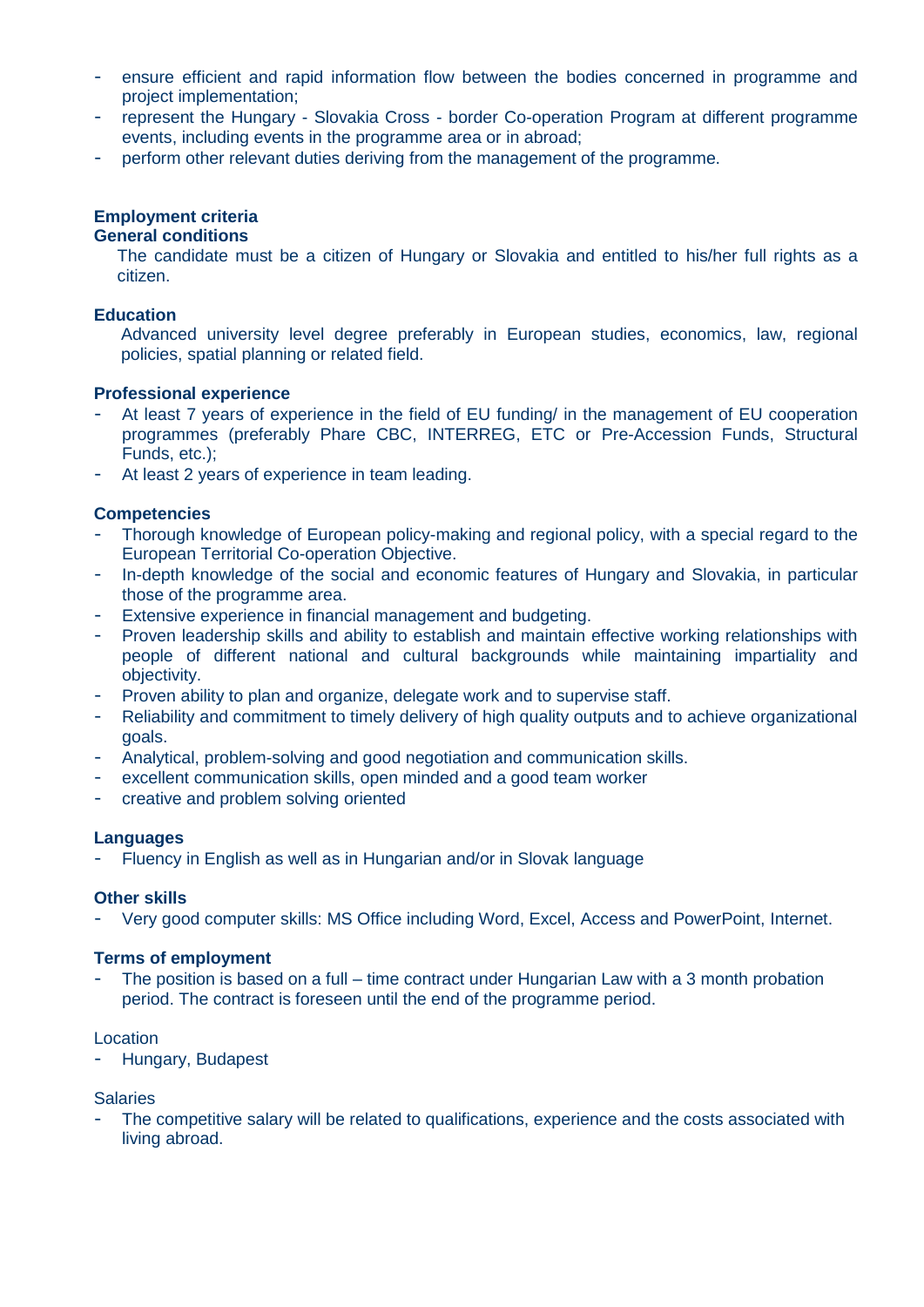- ensure efficient and rapid information flow between the bodies concerned in programme and project implementation;
- represent the Hungary - Slovakia Cross - border Co-operation Program at different programme events, including events in the programme area or in abroad;
- perform other relevant duties deriving from the management of the programme.

**Employment criteria**

**General conditions**

The candidate must be a citizen of Hungary or Slovakia and entitled to his/her full rights as a citizen.

**Education**

Advanced university level degree preferably in European studies, economics, law, regional policies, spatial planning or related field.

**Professional experience**

- At least 7 years of experience in the field of EU funding/ in the management of EU cooperation programmes (preferably Phare CBC, INTERREG, ETC or Pre-Accession Funds, Structural Funds, etc.);
- At least 2 years of experience in team leading.

**Competencies**

- Thorough knowledge of European policy-making and regional policy, with a special regard to the European Territorial Co-operation Objective.
- In-depth knowledge of the social and economic features of Hungary and Slovakia, in particular those of the programme area.
- Extensive experience in financial management and budgeting.
- Proven leadership skills and ability to establish and maintain effective working relationships with people of different national and cultural backgrounds while maintaining impartiality and objectivity.
- Proven ability to plan and organize, delegate work and to supervise staff.
- Reliability and commitment to timely delivery of high quality outputs and to achieve organizational goals.
- Analytical, problem-solving and good negotiation and communication skills.
- excellent communication skills, open minded and a good team worker
- creative and problem solving oriented

**Languages**

- Fluency in English as well as in Hungarian and/or in Slovak language

**Other skills**

- Very good computer skills: MS Office including Word, Excel, Access and PowerPoint, Internet.

**Terms of employment**

- The position is based on a full – time contract under Hungarian Law with a 3 month probation period. The contract is foreseen until the end of the programme period.

Location

- Hungary, Budapest

Salaries

- The competitive salary will be related to qualifications, experience and the costs associated with living abroad.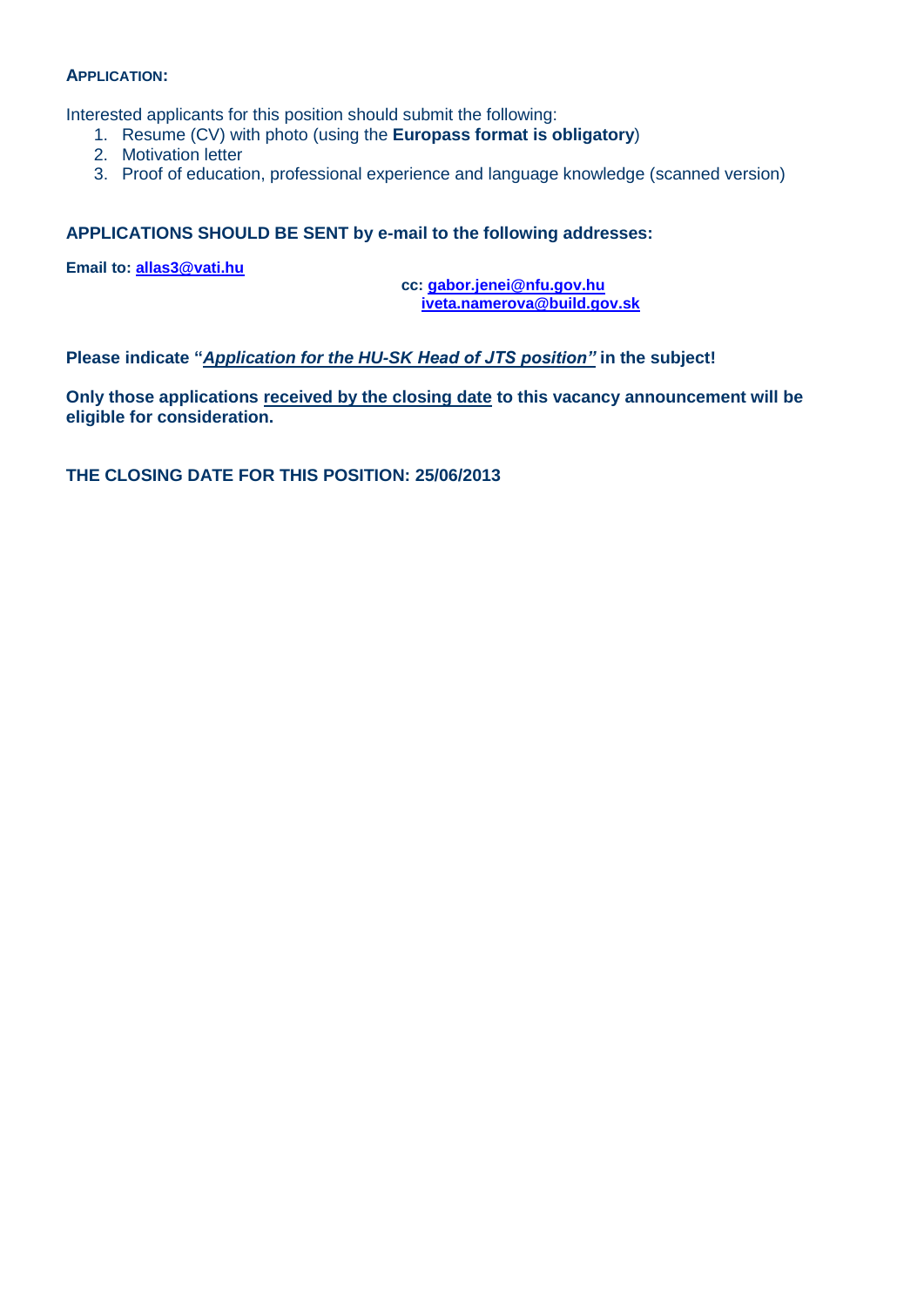**APPLICATION:**

Interested applicants for this position should submit the following:

1. Resume (CV) with photo (using the **Europass format is obligatory**)
2. Motivation letter
3. Proof of education, professional experience and language knowledge (scanned version)

**APPLICATIONS SHOULD BE SENT by e-mail to the following addresses:**

**Email to: allas3@vati.hu**

**cc: gabor.jenei@nfu.gov.hu**
**iveta.namerova@build.gov.sk**

**Please indicate "*Application for the HU-SK Head of JTS position*" in the subject!**

**Only those applications received by the closing date to this vacancy announcement will be eligible for consideration.**

**THE CLOSING DATE FOR THIS POSITION: 25/06/2013**